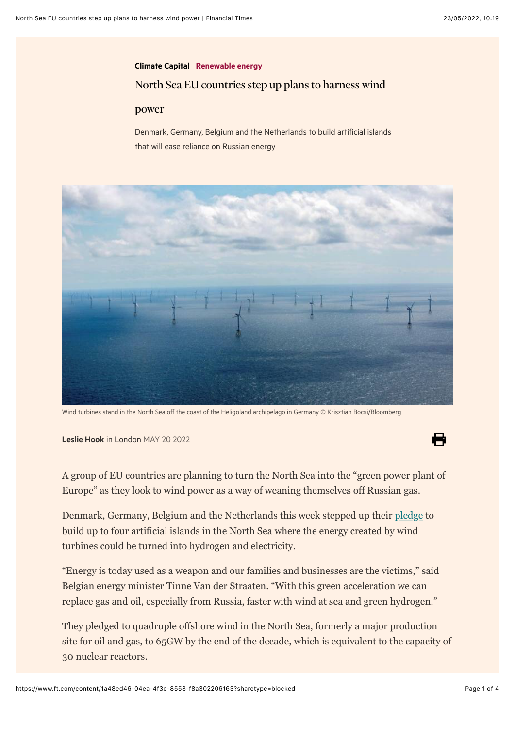**Climate Capital** Renewable energy

# North Sea EU countries step up plans to harness wind power

Denmark, Germany, Belgium and the Netherlands to build artificial islands that will ease reliance on Russian energy

Wind turbines stand in the North Sea off the coast of the Heligoland archipelago in Germany © Krisztian Bocsi/Bloomberg

**Leslie Hook** in London MAY 20 2022

A group of EU countries are planning to turn the North Sea into the "green power plant of Europe" as they look to wind power as a way of weaning themselves off Russian gas.

Denmark, Germany, Belgium and the Netherlands this week stepped up their pledge to build up to four artificial islands in the North Sea where the energy created by wind turbines could be turned into hydrogen and electricity.

"Energy is today used as a weapon and our families and businesses are the victims," said Belgian energy minister Tinne Van der Straeten. "With this green acceleration we can replace gas and oil, especially from Russia, faster with wind at sea and green hydrogen."

They pledged to quadruple offshore wind in the North Sea, formerly a major production site for oil and gas, to 65GW by the end of the decade, which is equivalent to the capacity of 30 nuclear reactors.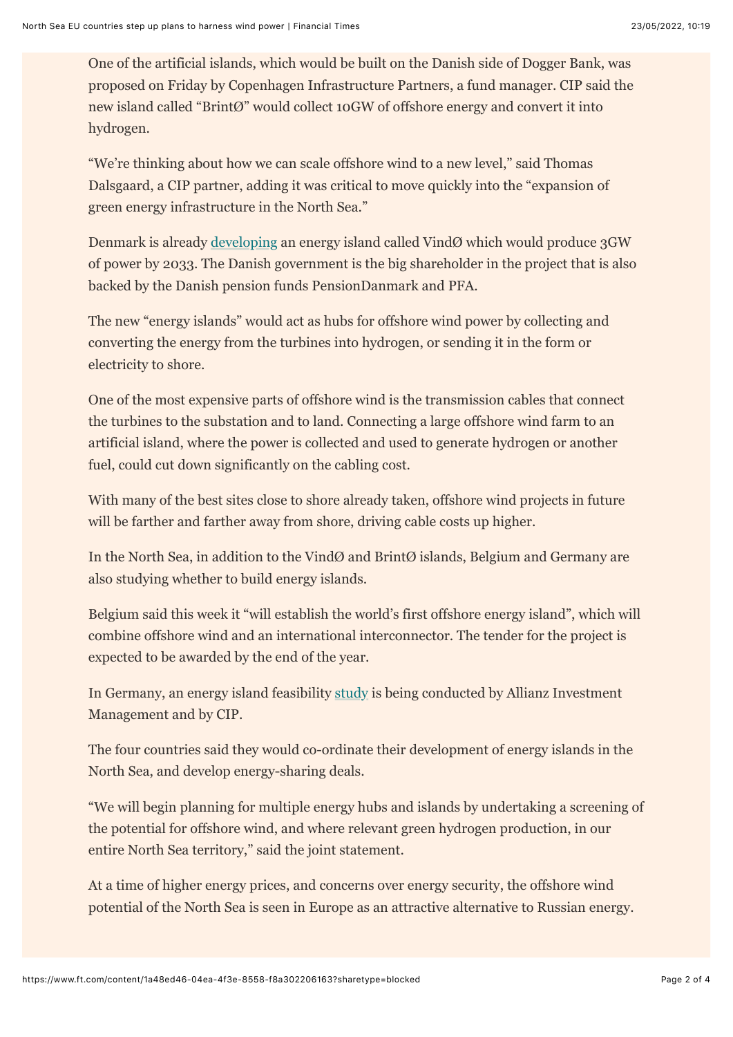One of the artificial islands, which would be built on the Danish side of Dogger Bank, was proposed on Friday by Copenhagen Infrastructure Partners, a fund manager. CIP said the new island called "BrintØ" would collect 10GW of offshore energy and convert it into hydrogen.

"We're thinking about how we can scale offshore wind to a new level," said Thomas Dalsgaard, a CIP partner, adding it was critical to move quickly into the "expansion of green energy infrastructure in the North Sea."

Denmark is already developing an energy island called VindØ which would produce 3GW of power by 2033. The Danish government is the big shareholder in the project that is also backed by the Danish pension funds PensionDanmark and PFA.

The new "energy islands" would act as hubs for offshore wind power by collecting and converting the energy from the turbines into hydrogen, or sending it in the form or electricity to shore.

One of the most expensive parts of offshore wind is the transmission cables that connect the turbines to the substation and to land. Connecting a large offshore wind farm to an artificial island, where the power is collected and used to generate hydrogen or another fuel, could cut down significantly on the cabling cost.

With many of the best sites close to shore already taken, offshore wind projects in future will be farther and farther away from shore, driving cable costs up higher.

In the North Sea, in addition to the VindØ and BrintØ islands, Belgium and Germany are also studying whether to build energy islands.

Belgium said this week it "will establish the world's first offshore energy island", which will combine offshore wind and an international interconnector. The tender for the project is expected to be awarded by the end of the year.

In Germany, an energy island feasibility study is being conducted by Allianz Investment Management and by CIP.

The four countries said they would co-ordinate their development of energy islands in the North Sea, and develop energy-sharing deals.

"We will begin planning for multiple energy hubs and islands by undertaking a screening of the potential for offshore wind, and where relevant green hydrogen production, in our entire North Sea territory," said the joint statement.

At a time of higher energy prices, and concerns over energy security, the offshore wind potential of the North Sea is seen in Europe as an attractive alternative to Russian energy.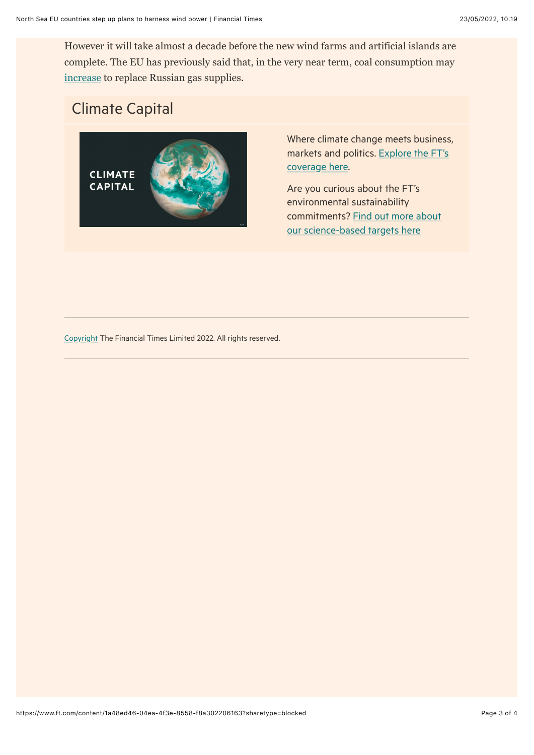However it will take almost a decade before the new wind farms and artificial islands are complete. The EU has previously said that, in the very near term, coal consumption may increase to replace Russian gas supplies.

## Climate Capital

Where climate change meets business, markets and politics. Explore the FT's coverage here.

Are you curious about the FT's environmental sustainability commitments? Find out more about our science-based targets here

Copyright The Financial Times Limited 2022. All rights reserved.